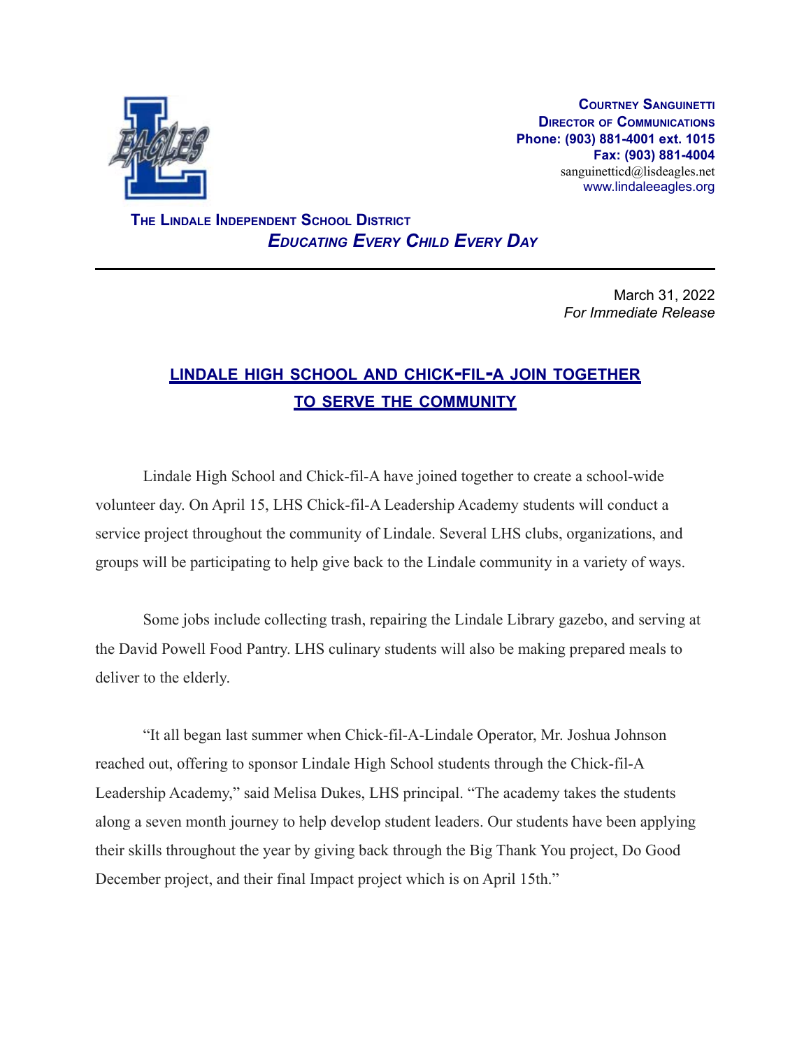**Courtney Sanguinetti**
**Director of Communications**
**Phone: (903) 881-4001 ext. 1015**
**Fax: (903) 881-4004**
sanguinetticd@lisdeagles.net
www.lindaleeagles.org

**The Lindale Independent School District**
***Educating Every Child Every Day***

---

March 31, 2022
*For Immediate Release*

## LINDALE HIGH SCHOOL AND CHICK-FIL-A JOIN TOGETHER TO SERVE THE COMMUNITY

Lindale High School and Chick-fil-A have joined together to create a school-wide volunteer day. On April 15, LHS Chick-fil-A Leadership Academy students will conduct a service project throughout the community of Lindale. Several LHS clubs, organizations, and groups will be participating to help give back to the Lindale community in a variety of ways.

Some jobs include collecting trash, repairing the Lindale Library gazebo, and serving at the David Powell Food Pantry. LHS culinary students will also be making prepared meals to deliver to the elderly.

"It all began last summer when Chick-fil-A-Lindale Operator, Mr. Joshua Johnson reached out, offering to sponsor Lindale High School students through the Chick-fil-A Leadership Academy," said Melisa Dukes, LHS principal. "The academy takes the students along a seven month journey to help develop student leaders. Our students have been applying their skills throughout the year by giving back through the Big Thank You project, Do Good December project, and their final Impact project which is on April 15th."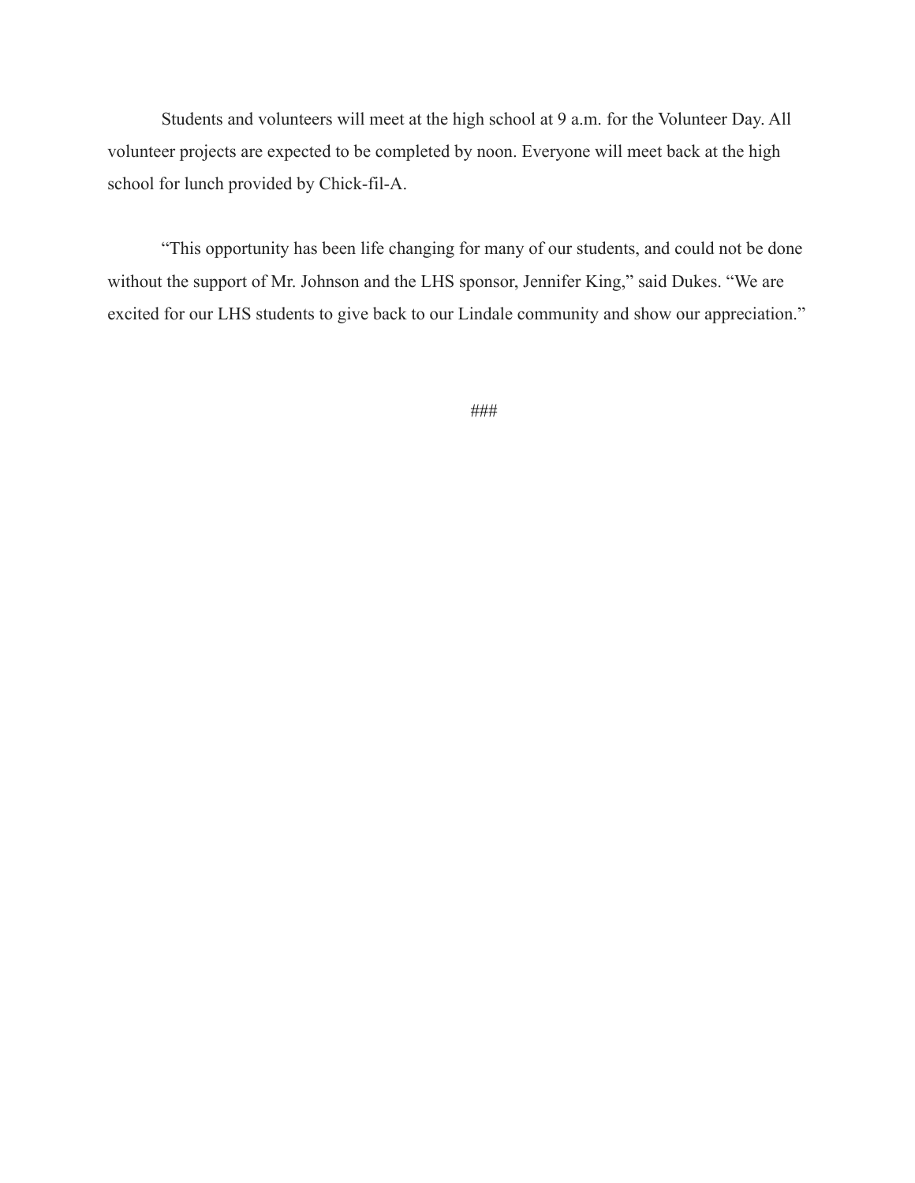Students and volunteers will meet at the high school at 9 a.m. for the Volunteer Day. All volunteer projects are expected to be completed by noon. Everyone will meet back at the high school for lunch provided by Chick-fil-A.

"This opportunity has been life changing for many of our students, and could not be done without the support of Mr. Johnson and the LHS sponsor, Jennifer King," said Dukes. "We are excited for our LHS students to give back to our Lindale community and show our appreciation."

###